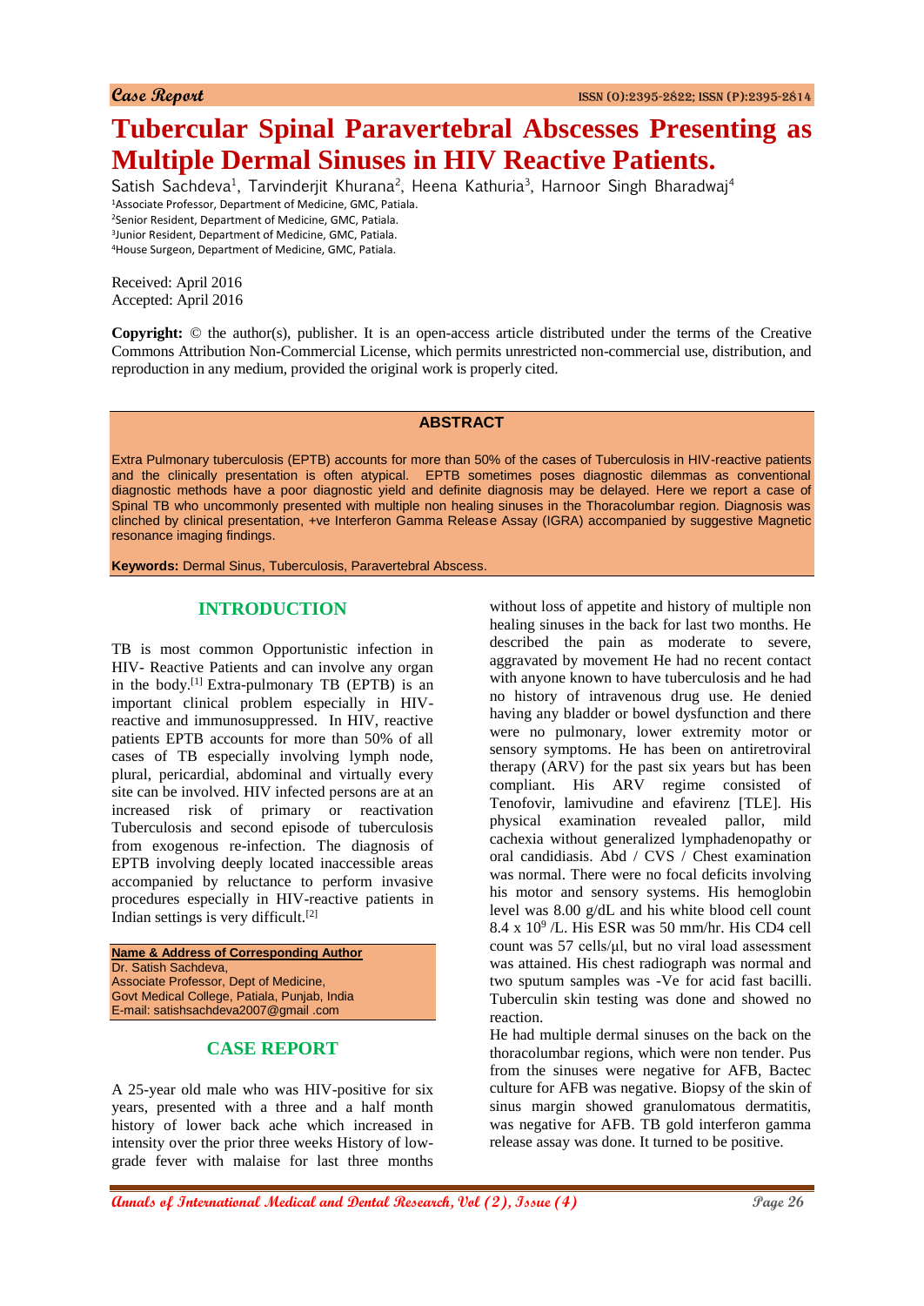Case Report

# Tubercular Spinal Paravertebral Abscesses Presenting as Multiple Dermal Sinuses in HIV Reactive Patients.

Satish Sachdeva[1], Tarvinderjit Khurana[2], Heena Kathuria[3], Harnoor Singh Bharadwaj[4]

[1]Associate Professor, Department of Medicine, GMC, Patiala.
[2]Senior Resident, Department of Medicine, GMC, Patiala.
[3]Junior Resident, Department of Medicine, GMC, Patiala.
[4]House Surgeon, Department of Medicine, GMC, Patiala.

Received: April 2016
Accepted: April 2016

**Copyright:** © the author(s), publisher. It is an open-access article distributed under the terms of the Creative Commons Attribution Non-Commercial License, which permits unrestricted non-commercial use, distribution, and reproduction in any medium, provided the original work is properly cited.

## ABSTRACT

Extra Pulmonary tuberculosis (EPTB) accounts for more than 50% of the cases of Tuberculosis in HIV-reactive patients and the clinically presentation is often atypical. EPTB sometimes poses diagnostic dilemmas as conventional diagnostic methods have a poor diagnostic yield and definite diagnosis may be delayed. Here we report a case of Spinal TB who uncommonly presented with multiple non healing sinuses in the Thoracolumbar region. Diagnosis was clinched by clinical presentation, +ve Interferon Gamma Release Assay (IGRA) accompanied by suggestive Magnetic resonance imaging findings.

**Keywords:** Dermal Sinus, Tuberculosis, Paravertebral Abscess.

## INTRODUCTION

TB is most common Opportunistic infection in HIV- Reactive Patients and can involve any organ in the body.[1] Extra-pulmonary TB (EPTB) is an important clinical problem especially in HIV-reactive and immunosuppressed. In HIV, reactive patients EPTB accounts for more than 50% of all cases of TB especially involving lymph node, plural, pericardial, abdominal and virtually every site can be involved. HIV infected persons are at an increased risk of primary or reactivation Tuberculosis and second episode of tuberculosis from exogenous re-infection. The diagnosis of EPTB involving deeply located inaccessible areas accompanied by reluctance to perform invasive procedures especially in HIV-reactive patients in Indian settings is very difficult.[2]

**Name & Address of Corresponding Author**
Dr. Satish Sachdeva,
Associate Professor, Dept of Medicine,
Govt Medical College, Patiala, Punjab, India
E-mail: satishsachdeva2007@gmail .com

## CASE REPORT

A 25-year old male who was HIV-positive for six years, presented with a three and a half month history of lower back ache which increased in intensity over the prior three weeks History of low-grade fever with malaise for last three months without loss of appetite and history of multiple non healing sinuses in the back for last two months. He described the pain as moderate to severe, aggravated by movement He had no recent contact with anyone known to have tuberculosis and he had no history of intravenous drug use. He denied having any bladder or bowel dysfunction and there were no pulmonary, lower extremity motor or sensory symptoms. He has been on antiretroviral therapy (ARV) for the past six years but has been compliant. His ARV regime consisted of Tenofovir, lamivudine and efavirenz [TLE]. His physical examination revealed pallor, mild cachexia without generalized lymphadenopathy or oral candidiasis. Abd / CVS / Chest examination was normal. There were no focal deficits involving his motor and sensory systems. His hemoglobin level was 8.00 g/dL and his white blood cell count 8.4 x $10^9$ /L. His ESR was 50 mm/hr. His CD4 cell count was 57 cells/μl, but no viral load assessment was attained. His chest radiograph was normal and two sputum samples was -Ve for acid fast bacilli. Tuberculin skin testing was done and showed no reaction.

He had multiple dermal sinuses on the back on the thoracolumbar regions, which were non tender. Pus from the sinuses were negative for AFB, Bactec culture for AFB was negative. Biopsy of the skin of sinus margin showed granulomatous dermatitis, was negative for AFB. TB gold interferon gamma release assay was done. It turned to be positive.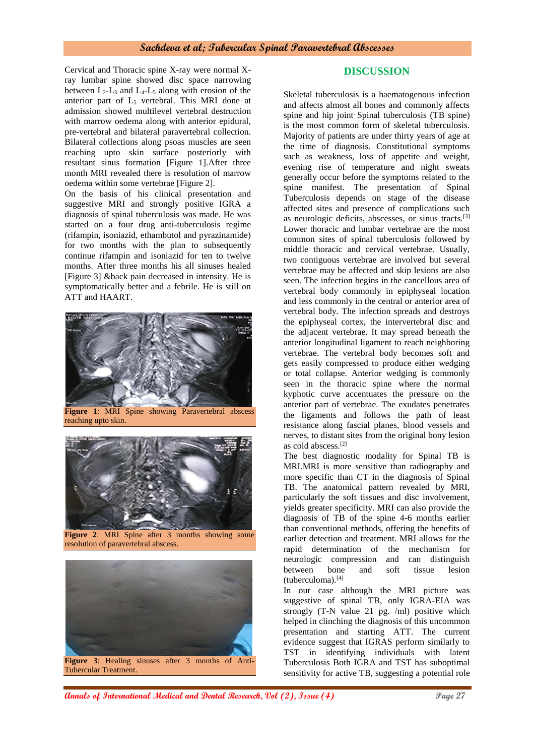Cervical and Thoracic spine X-ray were normal X-ray lumbar spine showed disc space narrowing between $L_2$-$L_3$ and $L_4$-$L_5$ along with erosion of the anterior part of $L_5$ vertebral. This MRI done at admission showed multilevel vertebral destruction with marrow oedema along with anterior epidural, pre-vertebral and bilateral paravertebral collection. Bilateral collections along psoas muscles are seen reaching upto skin surface posteriorly with resultant sinus formation [Figure 1].After three month MRI revealed there is resolution of marrow oedema within some vertebrae [Figure 2].

On the basis of his clinical presentation and suggestive MRI and strongly positive IGRA a diagnosis of spinal tuberculosis was made. He was started on a four drug anti-tuberculosis regime (rifampin, isoniazid, ethambutol and pyrazinamide) for two months with the plan to subsequently continue rifampin and isoniazid for to twelve months. After three months his all sinuses healed [Figure 3] &back pain decreased in intensity. He is symptomatically better and a febrile. He is still on ATT and HAART.

**Figure 1**: MRI Spine showing Paravertebral abscess reaching upto skin.

**Figure 2**: MRI Spine after 3 months showing some resolution of paravertebral abscess.

**Figure 3**: Healing sinuses after 3 months of Anti-Tubercular Treatment.

## DISCUSSION

Skeletal tuberculosis is a haematogenous infection and affects almost all bones and commonly affects spine and hip joint. Spinal tuberculosis (TB spine) is the most common form of skeletal tuberculosis. Majority of patients are under thirty years of age at the time of diagnosis. Constitutional symptoms such as weakness, loss of appetite and weight, evening rise of temperature and night sweats generally occur before the symptoms related to the spine manifest. The presentation of Spinal Tuberculosis depends on stage of the disease affected sites and presence of complications such as neurologic deficits, abscesses, or sinus tracts.[3] Lower thoracic and lumbar vertebrae are the most common sites of spinal tuberculosis followed by middle thoracic and cervical vertebrae. Usually, two contiguous vertebrae are involved but several vertebrae may be affected and skip lesions are also seen. The infection begins in the cancellous area of vertebral body commonly in epiphyseal location and less commonly in the central or anterior area of vertebral body. The infection spreads and destroys the epiphyseal cortex, the intervertebral disc and the adjacent vertebrae. It may spread beneath the anterior longitudinal ligament to reach neighboring vertebrae. The vertebral body becomes soft and gets easily compressed to produce either wedging or total collapse. Anterior wedging is commonly seen in the thoracic spine where the normal kyphotic curve accentuates the pressure on the anterior part of vertebrae. The exudates penetrates the ligaments and follows the path of least resistance along fascial planes, blood vessels and nerves, to distant sites from the original bony lesion as cold abscess.[2]

The best diagnostic modality for Spinal TB is MRI.MRI is more sensitive than radiography and more specific than CT in the diagnosis of Spinal TB. The anatomical pattern revealed by MRI, particularly the soft tissues and disc involvement, yields greater specificity. MRI can also provide the diagnosis of TB of the spine 4-6 months earlier than conventional methods, offering the benefits of earlier detection and treatment. MRI allows for the rapid determination of the mechanism for neurologic compression and can distinguish between bone and soft tissue lesion (tuberculoma).[4]

In our case although the MRI picture was suggestive of spinal TB, only IGRA-EIA was strongly (T-N value 21 pg. /ml) positive which helped in clinching the diagnosis of this uncommon presentation and starting ATT. The current evidence suggest that IGRAS perform similarly to TST in identifying individuals with latent Tuberculosis Both IGRA and TST has suboptimal sensitivity for active TB, suggesting a potential role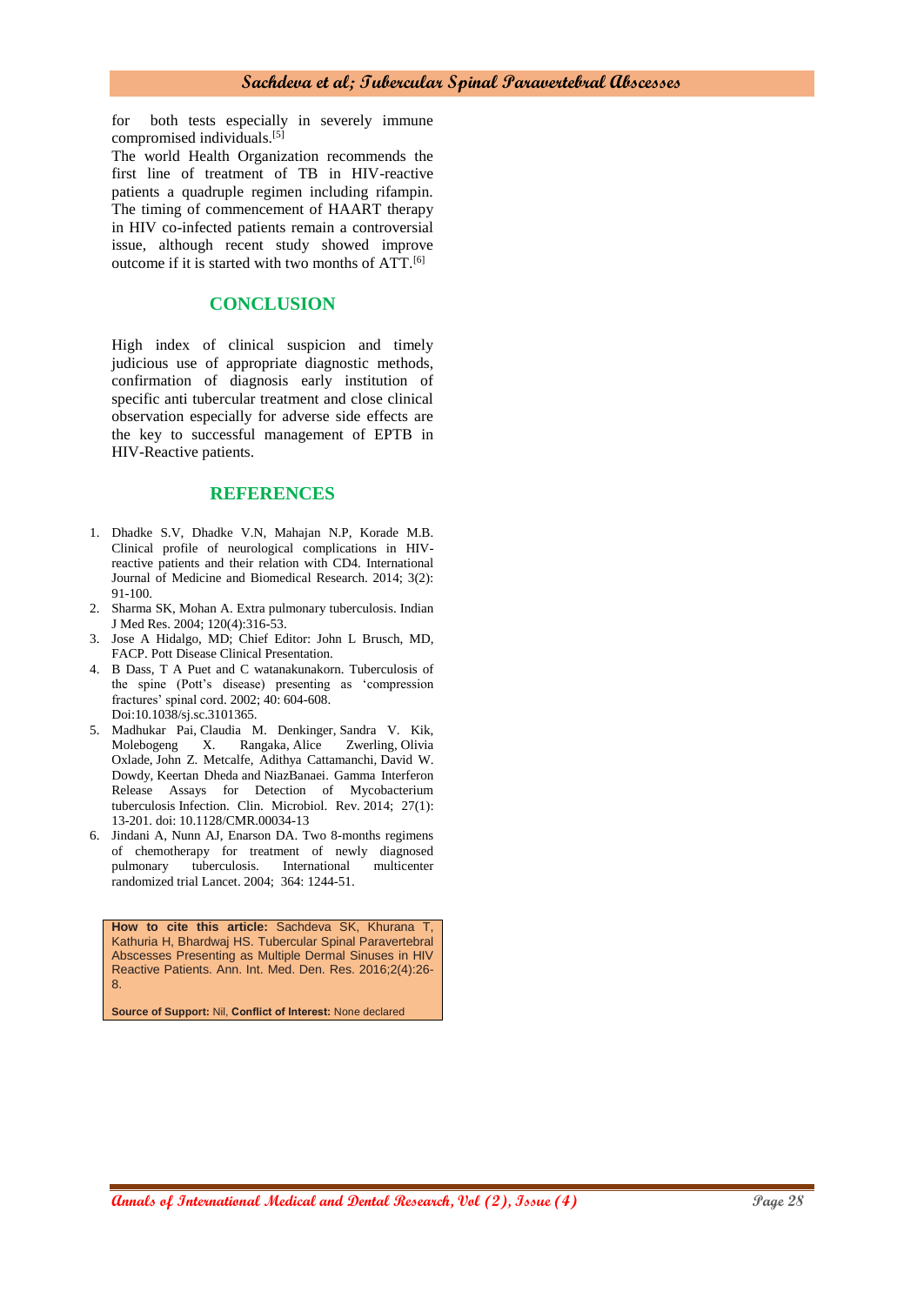for both tests especially in severely immune compromised individuals.[5]

The world Health Organization recommends the first line of treatment of TB in HIV-reactive patients a quadruple regimen including rifampin. The timing of commencement of HAART therapy in HIV co-infected patients remain a controversial issue, although recent study showed improve outcome if it is started with two months of ATT.[6]

## CONCLUSION

High index of clinical suspicion and timely judicious use of appropriate diagnostic methods, confirmation of diagnosis early institution of specific anti tubercular treatment and close clinical observation especially for adverse side effects are the key to successful management of EPTB in HIV-Reactive patients.

## REFERENCES

1. Dhadke S.V, Dhadke V.N, Mahajan N.P, Korade M.B. Clinical profile of neurological complications in HIV-reactive patients and their relation with CD4. International Journal of Medicine and Biomedical Research. 2014; 3(2): 91-100.
2. Sharma SK, Mohan A. Extra pulmonary tuberculosis. Indian J Med Res. 2004; 120(4):316-53.
3. Jose A Hidalgo, MD; Chief Editor: John L Brusch, MD, FACP. Pott Disease Clinical Presentation.
4. B Dass, T A Puet and C watanakunakorn. Tuberculosis of the spine (Pott's disease) presenting as 'compression fractures' spinal cord. 2002; 40: 604-608. Doi:10.1038/sj.sc.3101365.
5. Madhukar Pai, Claudia M. Denkinger, Sandra V. Kik, Molebogeng X. Rangaka, Alice Zwerling, Olivia Oxlade, John Z. Metcalfe, Adithya Cattamanchi, David W. Dowdy, Keertan Dheda and NiazBanaei. Gamma Interferon Release Assays for Detection of Mycobacterium tuberculosis Infection. Clin. Microbiol. Rev. 2014; 27(1): 13-201. doi: 10.1128/CMR.00034-13
6. Jindani A, Nunn AJ, Enarson DA. Two 8-months regimens of chemotherapy for treatment of newly diagnosed pulmonary tuberculosis. International multicenter randomized trial Lancet. 2004; 364: 1244-51.

**How to cite this article:** Sachdeva SK, Khurana T, Kathuria H, Bhardwaj HS. Tubercular Spinal Paravertebral Abscesses Presenting as Multiple Dermal Sinuses in HIV Reactive Patients. Ann. Int. Med. Den. Res. 2016;2(4):26-8.

**Source of Support:** Nil, **Conflict of Interest:** None declared